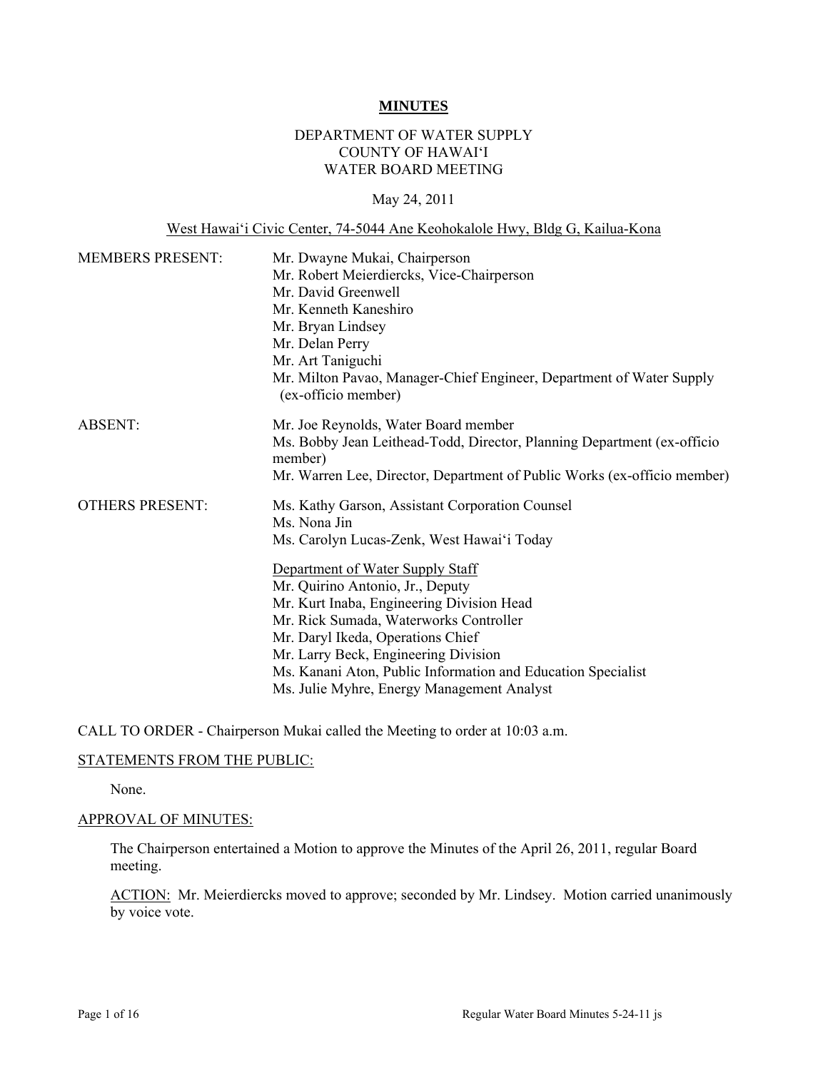**MINUTES**

DEPARTMENT OF WATER SUPPLY
COUNTY OF HAWAIʻI
WATER BOARD MEETING

May 24, 2011

West Hawaiʻi Civic Center, 74-5044 Ane Keohokalole Hwy, Bldg G, Kailua-Kona

| | |
|---|---|
| MEMBERS PRESENT: | Mr. Dwayne Mukai, Chairperson<br>Mr. Robert Meierdiercks, Vice-Chairperson<br>Mr. David Greenwell<br>Mr. Kenneth Kaneshiro<br>Mr. Bryan Lindsey<br>Mr. Delan Perry<br>Mr. Art Taniguchi<br>Mr. Milton Pavao, Manager-Chief Engineer, Department of Water Supply (ex-officio member) |
| ABSENT: | Mr. Joe Reynolds, Water Board member<br>Ms. Bobby Jean Leithead-Todd, Director, Planning Department (ex-officio member)<br>Mr. Warren Lee, Director, Department of Public Works (ex-officio member) |
| OTHERS PRESENT: | Ms. Kathy Garson, Assistant Corporation Counsel<br>Ms. Nona Jin<br>Ms. Carolyn Lucas-Zenk, West Hawaiʻi Today<br><br>Department of Water Supply Staff<br>Mr. Quirino Antonio, Jr., Deputy<br>Mr. Kurt Inaba, Engineering Division Head<br>Mr. Rick Sumada, Waterworks Controller<br>Mr. Daryl Ikeda, Operations Chief<br>Mr. Larry Beck, Engineering Division<br>Ms. Kanani Aton, Public Information and Education Specialist<br>Ms. Julie Myhre, Energy Management Analyst |

CALL TO ORDER - Chairperson Mukai called the Meeting to order at 10:03 a.m.

STATEMENTS FROM THE PUBLIC:

None.

APPROVAL OF MINUTES:

The Chairperson entertained a Motion to approve the Minutes of the April 26, 2011, regular Board meeting.

ACTION: Mr. Meierdiercks moved to approve; seconded by Mr. Lindsey. Motion carried unanimously by voice vote.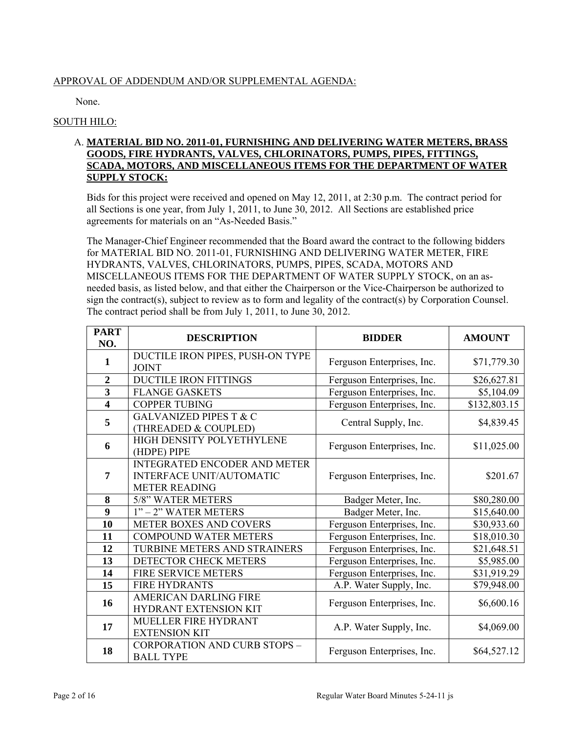APPROVAL OF ADDENDUM AND/OR SUPPLEMENTAL AGENDA:

None.

SOUTH HILO:

A. **MATERIAL BID NO. 2011-01, FURNISHING AND DELIVERING WATER METERS, BRASS GOODS, FIRE HYDRANTS, VALVES, CHLORINATORS, PUMPS, PIPES, FITTINGS, SCADA, MOTORS, AND MISCELLANEOUS ITEMS FOR THE DEPARTMENT OF WATER SUPPLY STOCK:**

Bids for this project were received and opened on May 12, 2011, at 2:30 p.m. The contract period for all Sections is one year, from July 1, 2011, to June 30, 2012. All Sections are established price agreements for materials on an "As-Needed Basis."

The Manager-Chief Engineer recommended that the Board award the contract to the following bidders for MATERIAL BID NO. 2011-01, FURNISHING AND DELIVERING WATER METER, FIRE HYDRANTS, VALVES, CHLORINATORS, PUMPS, PIPES, SCADA, MOTORS AND MISCELLANEOUS ITEMS FOR THE DEPARTMENT OF WATER SUPPLY STOCK, on an as-needed basis, as listed below, and that either the Chairperson or the Vice-Chairperson be authorized to sign the contract(s), subject to review as to form and legality of the contract(s) by Corporation Counsel. The contract period shall be from July 1, 2011, to June 30, 2012.

| PART NO. | DESCRIPTION | BIDDER | AMOUNT |
|---|---|---|---|
| 1 | DUCTILE IRON PIPES, PUSH-ON TYPE JOINT | Ferguson Enterprises, Inc. | $71,779.30 |
| 2 | DUCTILE IRON FITTINGS | Ferguson Enterprises, Inc. | $26,627.81 |
| 3 | FLANGE GASKETS | Ferguson Enterprises, Inc. | $5,104.09 |
| 4 | COPPER TUBING | Ferguson Enterprises, Inc. | $132,803.15 |
| 5 | GALVANIZED PIPES T & C (THREADED & COUPLED) | Central Supply, Inc. | $4,839.45 |
| 6 | HIGH DENSITY POLYETHYLENE (HDPE) PIPE | Ferguson Enterprises, Inc. | $11,025.00 |
| 7 | INTEGRATED ENCODER AND METER INTERFACE UNIT/AUTOMATIC METER READING | Ferguson Enterprises, Inc. | $201.67 |
| 8 | 5/8" WATER METERS | Badger Meter, Inc. | $80,280.00 |
| 9 | 1" – 2" WATER METERS | Badger Meter, Inc. | $15,640.00 |
| 10 | METER BOXES AND COVERS | Ferguson Enterprises, Inc. | $30,933.60 |
| 11 | COMPOUND WATER METERS | Ferguson Enterprises, Inc. | $18,010.30 |
| 12 | TURBINE METERS AND STRAINERS | Ferguson Enterprises, Inc. | $21,648.51 |
| 13 | DETECTOR CHECK METERS | Ferguson Enterprises, Inc. | $5,985.00 |
| 14 | FIRE SERVICE METERS | Ferguson Enterprises, Inc. | $31,919.29 |
| 15 | FIRE HYDRANTS | A.P. Water Supply, Inc. | $79,948.00 |
| 16 | AMERICAN DARLING FIRE HYDRANT EXTENSION KIT | Ferguson Enterprises, Inc. | $6,600.16 |
| 17 | MUELLER FIRE HYDRANT EXTENSION KIT | A.P. Water Supply, Inc. | $4,069.00 |
| 18 | CORPORATION AND CURB STOPS – BALL TYPE | Ferguson Enterprises, Inc. | $64,527.12 |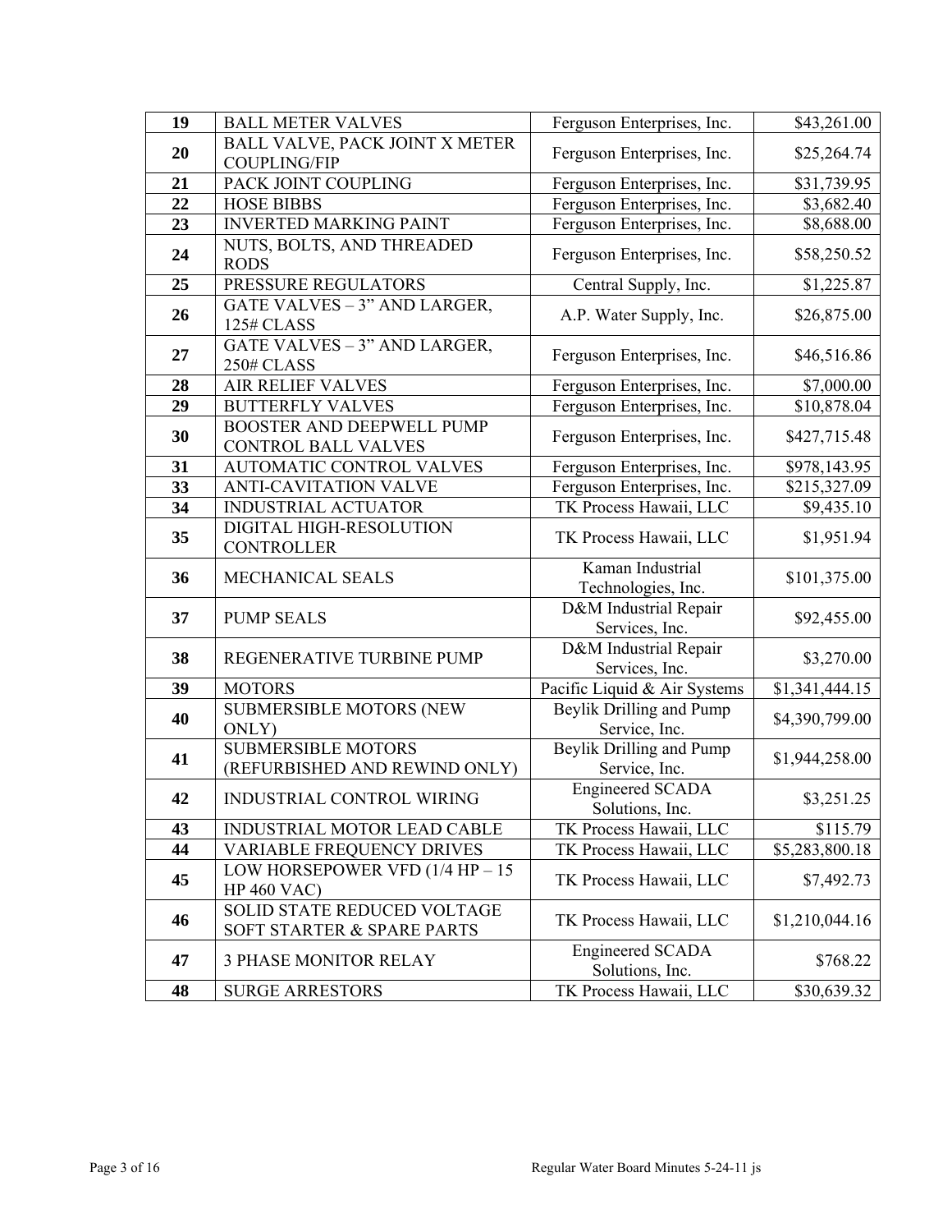| 19 | BALL METER VALVES | Ferguson Enterprises, Inc. | $43,261.00 |
|---|---|---|---|
| 20 | BALL VALVE, PACK JOINT X METER COUPLING/FIP | Ferguson Enterprises, Inc. | $25,264.74 |
| 21 | PACK JOINT COUPLING | Ferguson Enterprises, Inc. | $31,739.95 |
| 22 | HOSE BIBBS | Ferguson Enterprises, Inc. | $3,682.40 |
| 23 | INVERTED MARKING PAINT | Ferguson Enterprises, Inc. | $8,688.00 |
| 24 | NUTS, BOLTS, AND THREADED RODS | Ferguson Enterprises, Inc. | $58,250.52 |
| 25 | PRESSURE REGULATORS | Central Supply, Inc. | $1,225.87 |
| 26 | GATE VALVES – 3" AND LARGER, 125# CLASS | A.P. Water Supply, Inc. | $26,875.00 |
| 27 | GATE VALVES – 3" AND LARGER, 250# CLASS | Ferguson Enterprises, Inc. | $46,516.86 |
| 28 | AIR RELIEF VALVES | Ferguson Enterprises, Inc. | $7,000.00 |
| 29 | BUTTERFLY VALVES | Ferguson Enterprises, Inc. | $10,878.04 |
| 30 | BOOSTER AND DEEPWELL PUMP CONTROL BALL VALVES | Ferguson Enterprises, Inc. | $427,715.48 |
| 31 | AUTOMATIC CONTROL VALVES | Ferguson Enterprises, Inc. | $978,143.95 |
| 33 | ANTI-CAVITATION VALVE | Ferguson Enterprises, Inc. | $215,327.09 |
| 34 | INDUSTRIAL ACTUATOR | TK Process Hawaii, LLC | $9,435.10 |
| 35 | DIGITAL HIGH-RESOLUTION CONTROLLER | TK Process Hawaii, LLC | $1,951.94 |
| 36 | MECHANICAL SEALS | Kaman Industrial Technologies, Inc. | $101,375.00 |
| 37 | PUMP SEALS | D&M Industrial Repair Services, Inc. | $92,455.00 |
| 38 | REGENERATIVE TURBINE PUMP | D&M Industrial Repair Services, Inc. | $3,270.00 |
| 39 | MOTORS | Pacific Liquid & Air Systems | $1,341,444.15 |
| 40 | SUBMERSIBLE MOTORS (NEW ONLY) | Beylik Drilling and Pump Service, Inc. | $4,390,799.00 |
| 41 | SUBMERSIBLE MOTORS (REFURBISHED AND REWIND ONLY) | Beylik Drilling and Pump Service, Inc. | $1,944,258.00 |
| 42 | INDUSTRIAL CONTROL WIRING | Engineered SCADA Solutions, Inc. | $3,251.25 |
| 43 | INDUSTRIAL MOTOR LEAD CABLE | TK Process Hawaii, LLC | $115.79 |
| 44 | VARIABLE FREQUENCY DRIVES | TK Process Hawaii, LLC | $5,283,800.18 |
| 45 | LOW HORSEPOWER VFD (1/4 HP – 15 HP 460 VAC) | TK Process Hawaii, LLC | $7,492.73 |
| 46 | SOLID STATE REDUCED VOLTAGE SOFT STARTER & SPARE PARTS | TK Process Hawaii, LLC | $1,210,044.16 |
| 47 | 3 PHASE MONITOR RELAY | Engineered SCADA Solutions, Inc. | $768.22 |
| 48 | SURGE ARRESTORS | TK Process Hawaii, LLC | $30,639.32 |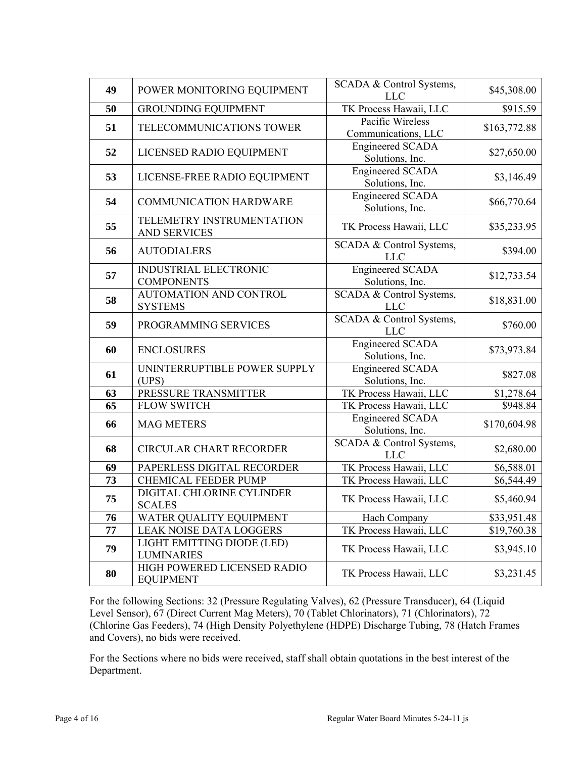| 49 | POWER MONITORING EQUIPMENT | SCADA & Control Systems, LLC | $45,308.00 |
|---|---|---|---|
| 50 | GROUNDING EQUIPMENT | TK Process Hawaii, LLC | $915.59 |
| 51 | TELECOMMUNICATIONS TOWER | Pacific Wireless Communications, LLC | $163,772.88 |
| 52 | LICENSED RADIO EQUIPMENT | Engineered SCADA Solutions, Inc. | $27,650.00 |
| 53 | LICENSE-FREE RADIO EQUIPMENT | Engineered SCADA Solutions, Inc. | $3,146.49 |
| 54 | COMMUNICATION HARDWARE | Engineered SCADA Solutions, Inc. | $66,770.64 |
| 55 | TELEMETRY INSTRUMENTATION AND SERVICES | TK Process Hawaii, LLC | $35,233.95 |
| 56 | AUTODIALERS | SCADA & Control Systems, LLC | $394.00 |
| 57 | INDUSTRIAL ELECTRONIC COMPONENTS | Engineered SCADA Solutions, Inc. | $12,733.54 |
| 58 | AUTOMATION AND CONTROL SYSTEMS | SCADA & Control Systems, LLC | $18,831.00 |
| 59 | PROGRAMMING SERVICES | SCADA & Control Systems, LLC | $760.00 |
| 60 | ENCLOSURES | Engineered SCADA Solutions, Inc. | $73,973.84 |
| 61 | UNINTERRUPTIBLE POWER SUPPLY (UPS) | Engineered SCADA Solutions, Inc. | $827.08 |
| 63 | PRESSURE TRANSMITTER | TK Process Hawaii, LLC | $1,278.64 |
| 65 | FLOW SWITCH | TK Process Hawaii, LLC | $948.84 |
| 66 | MAG METERS | Engineered SCADA Solutions, Inc. | $170,604.98 |
| 68 | CIRCULAR CHART RECORDER | SCADA & Control Systems, LLC | $2,680.00 |
| 69 | PAPERLESS DIGITAL RECORDER | TK Process Hawaii, LLC | $6,588.01 |
| 73 | CHEMICAL FEEDER PUMP | TK Process Hawaii, LLC | $6,544.49 |
| 75 | DIGITAL CHLORINE CYLINDER SCALES | TK Process Hawaii, LLC | $5,460.94 |
| 76 | WATER QUALITY EQUIPMENT | Hach Company | $33,951.48 |
| 77 | LEAK NOISE DATA LOGGERS | TK Process Hawaii, LLC | $19,760.38 |
| 79 | LIGHT EMITTING DIODE (LED) LUMINARIES | TK Process Hawaii, LLC | $3,945.10 |
| 80 | HIGH POWERED LICENSED RADIO EQUIPMENT | TK Process Hawaii, LLC | $3,231.45 |

For the following Sections: 32 (Pressure Regulating Valves), 62 (Pressure Transducer), 64 (Liquid Level Sensor), 67 (Direct Current Mag Meters), 70 (Tablet Chlorinators), 71 (Chlorinators), 72 (Chlorine Gas Feeders), 74 (High Density Polyethylene (HDPE) Discharge Tubing, 78 (Hatch Frames and Covers), no bids were received.

For the Sections where no bids were received, staff shall obtain quotations in the best interest of the Department.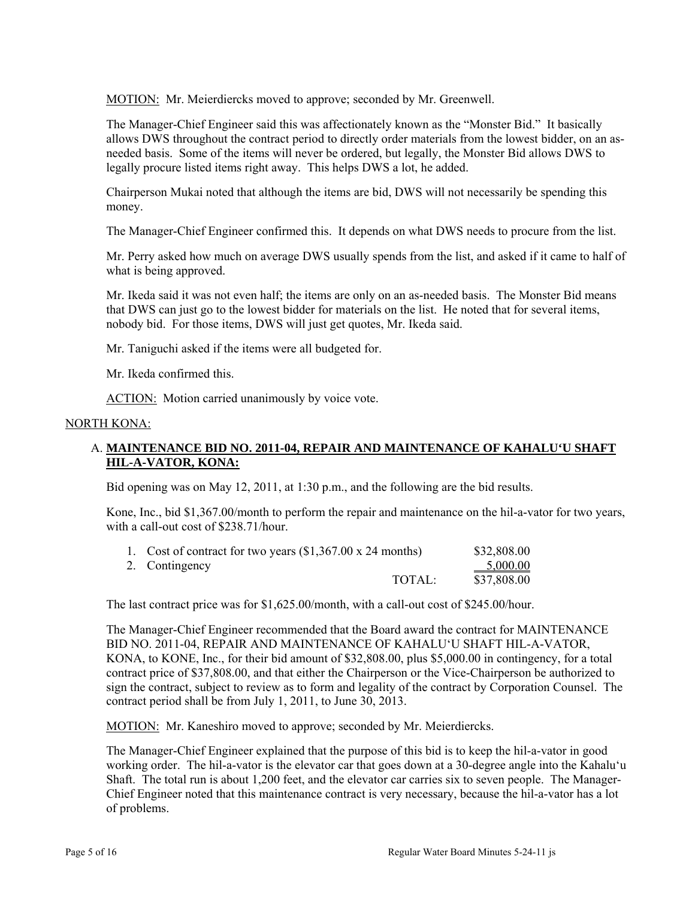MOTION: Mr. Meierdiercks moved to approve; seconded by Mr. Greenwell.

The Manager-Chief Engineer said this was affectionately known as the "Monster Bid." It basically allows DWS throughout the contract period to directly order materials from the lowest bidder, on an as-needed basis. Some of the items will never be ordered, but legally, the Monster Bid allows DWS to legally procure listed items right away. This helps DWS a lot, he added.

Chairperson Mukai noted that although the items are bid, DWS will not necessarily be spending this money.

The Manager-Chief Engineer confirmed this. It depends on what DWS needs to procure from the list.

Mr. Perry asked how much on average DWS usually spends from the list, and asked if it came to half of what is being approved.

Mr. Ikeda said it was not even half; the items are only on an as-needed basis. The Monster Bid means that DWS can just go to the lowest bidder for materials on the list. He noted that for several items, nobody bid. For those items, DWS will just get quotes, Mr. Ikeda said.

Mr. Taniguchi asked if the items were all budgeted for.

Mr. Ikeda confirmed this.

ACTION: Motion carried unanimously by voice vote.

NORTH KONA:

A. **MAINTENANCE BID NO. 2011-04, REPAIR AND MAINTENANCE OF KAHALU'U SHAFT HIL-A-VATOR, KONA:**

Bid opening was on May 12, 2011, at 1:30 p.m., and the following are the bid results.

Kone, Inc., bid $1,367.00/month to perform the repair and maintenance on the hil-a-vator for two years, with a call-out cost of $238.71/hour.

| | | |
|---|---|---|
| 1. Cost of contract for two years ($1,367.00 x 24 months) | | $32,808.00 |
| 2. Contingency | | 5,000.00 |
| | TOTAL: | $37,808.00 |

The last contract price was for $1,625.00/month, with a call-out cost of $245.00/hour.

The Manager-Chief Engineer recommended that the Board award the contract for MAINTENANCE BID NO. 2011-04, REPAIR AND MAINTENANCE OF KAHALU'U SHAFT HIL-A-VATOR, KONA, to KONE, Inc., for their bid amount of $32,808.00, plus $5,000.00 in contingency, for a total contract price of $37,808.00, and that either the Chairperson or the Vice-Chairperson be authorized to sign the contract, subject to review as to form and legality of the contract by Corporation Counsel. The contract period shall be from July 1, 2011, to June 30, 2013.

MOTION: Mr. Kaneshiro moved to approve; seconded by Mr. Meierdiercks.

The Manager-Chief Engineer explained that the purpose of this bid is to keep the hil-a-vator in good working order. The hil-a-vator is the elevator car that goes down at a 30-degree angle into the Kahalu'u Shaft. The total run is about 1,200 feet, and the elevator car carries six to seven people. The Manager-Chief Engineer noted that this maintenance contract is very necessary, because the hil-a-vator has a lot of problems.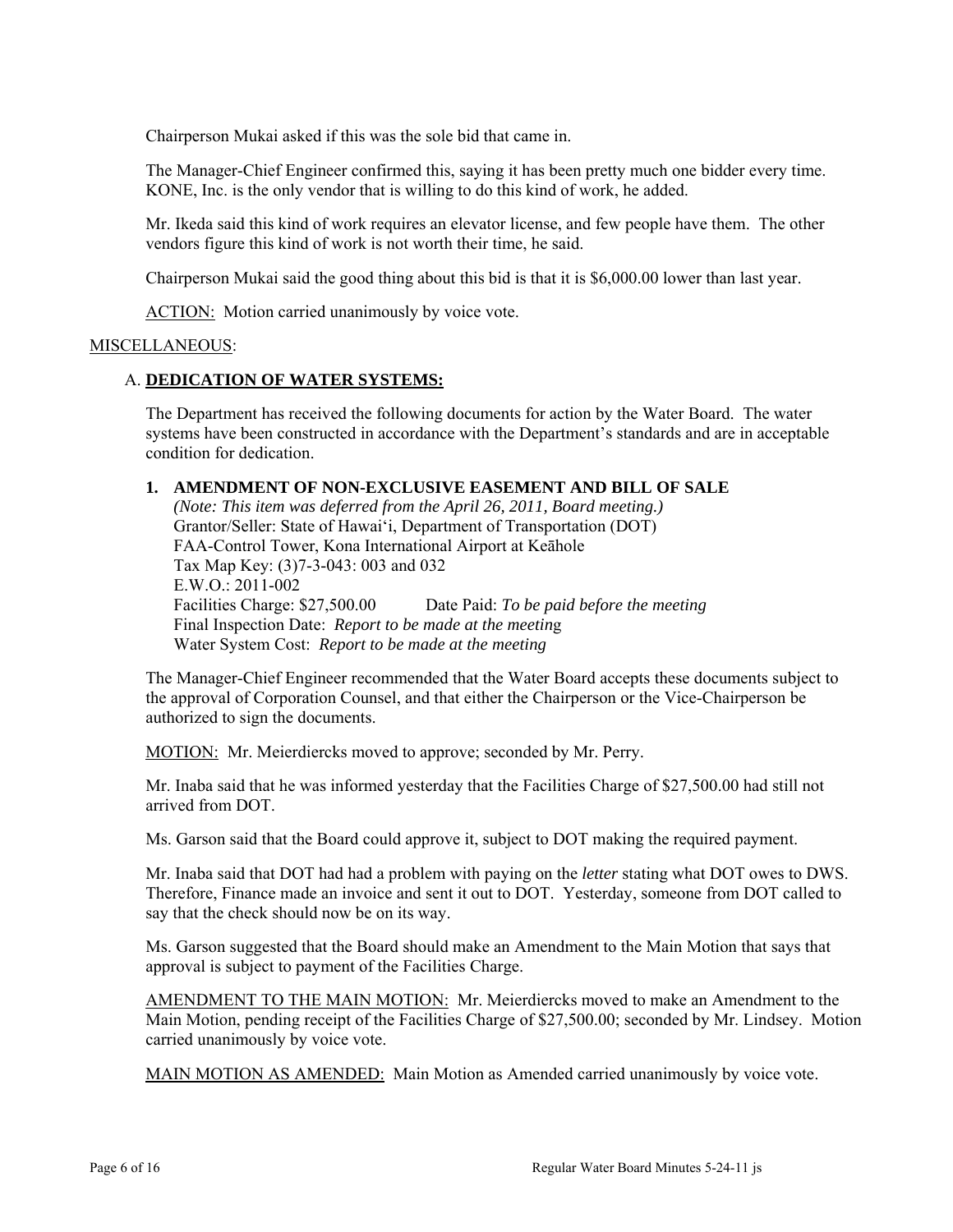Chairperson Mukai asked if this was the sole bid that came in.

The Manager-Chief Engineer confirmed this, saying it has been pretty much one bidder every time. KONE, Inc. is the only vendor that is willing to do this kind of work, he added.

Mr. Ikeda said this kind of work requires an elevator license, and few people have them. The other vendors figure this kind of work is not worth their time, he said.

Chairperson Mukai said the good thing about this bid is that it is $6,000.00 lower than last year.

ACTION: Motion carried unanimously by voice vote.

MISCELLANEOUS:

A. **DEDICATION OF WATER SYSTEMS:**

The Department has received the following documents for action by the Water Board. The water systems have been constructed in accordance with the Department's standards and are in acceptable condition for dedication.

**1. AMENDMENT OF NON-EXCLUSIVE EASEMENT AND BILL OF SALE**
*(Note: This item was deferred from the April 26, 2011, Board meeting.)*
Grantor/Seller: State of Hawai'i, Department of Transportation (DOT)
FAA-Control Tower, Kona International Airport at Keāhole
Tax Map Key: (3)7-3-043: 003 and 032
E.W.O.: 2011-002
Facilities Charge: $27,500.00 Date Paid: *To be paid before the meeting*
Final Inspection Date: *Report to be made at the meeting*
Water System Cost: *Report to be made at the meeting*

The Manager-Chief Engineer recommended that the Water Board accepts these documents subject to the approval of Corporation Counsel, and that either the Chairperson or the Vice-Chairperson be authorized to sign the documents.

MOTION: Mr. Meierdiercks moved to approve; seconded by Mr. Perry.

Mr. Inaba said that he was informed yesterday that the Facilities Charge of $27,500.00 had still not arrived from DOT.

Ms. Garson said that the Board could approve it, subject to DOT making the required payment.

Mr. Inaba said that DOT had had a problem with paying on the *letter* stating what DOT owes to DWS. Therefore, Finance made an invoice and sent it out to DOT. Yesterday, someone from DOT called to say that the check should now be on its way.

Ms. Garson suggested that the Board should make an Amendment to the Main Motion that says that approval is subject to payment of the Facilities Charge.

AMENDMENT TO THE MAIN MOTION: Mr. Meierdiercks moved to make an Amendment to the Main Motion, pending receipt of the Facilities Charge of $27,500.00; seconded by Mr. Lindsey. Motion carried unanimously by voice vote.

MAIN MOTION AS AMENDED: Main Motion as Amended carried unanimously by voice vote.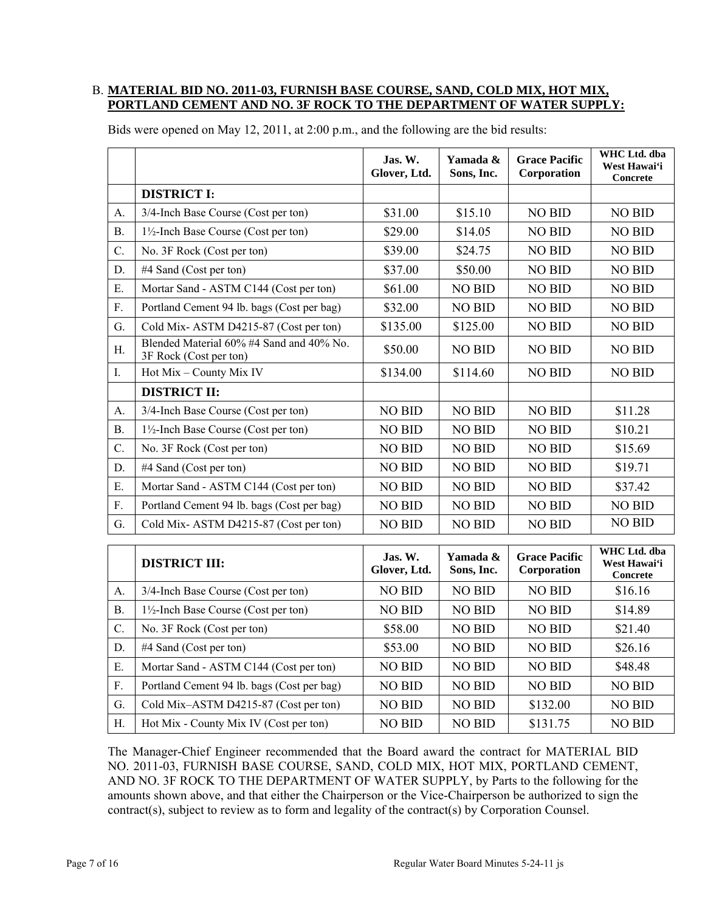B. **MATERIAL BID NO. 2011-03, FURNISH BASE COURSE, SAND, COLD MIX, HOT MIX, PORTLAND CEMENT AND NO. 3F ROCK TO THE DEPARTMENT OF WATER SUPPLY:**

Bids were opened on May 12, 2011, at 2:00 p.m., and the following are the bid results:

| | | Jas. W. Glover, Ltd. | Yamada & Sons, Inc. | Grace Pacific Corporation | WHC Ltd. dba West Hawai‘i Concrete |
|---|---|---|---|---|---|
| | **DISTRICT I:** | | | | |
| A. | 3/4-Inch Base Course (Cost per ton) | $31.00 | $15.10 | NO BID | NO BID |
| B. | 1½-Inch Base Course (Cost per ton) | $29.00 | $14.05 | NO BID | NO BID |
| C. | No. 3F Rock (Cost per ton) | $39.00 | $24.75 | NO BID | NO BID |
| D. | #4 Sand (Cost per ton) | $37.00 | $50.00 | NO BID | NO BID |
| E. | Mortar Sand - ASTM C144 (Cost per ton) | $61.00 | NO BID | NO BID | NO BID |
| F. | Portland Cement 94 lb. bags (Cost per bag) | $32.00 | NO BID | NO BID | NO BID |
| G. | Cold Mix- ASTM D4215-87 (Cost per ton) | $135.00 | $125.00 | NO BID | NO BID |
| H. | Blended Material 60% #4 Sand and 40% No. 3F Rock (Cost per ton) | $50.00 | NO BID | NO BID | NO BID |
| I. | Hot Mix – County Mix IV | $134.00 | $114.60 | NO BID | NO BID |
| | **DISTRICT II:** | | | | |
| A. | 3/4-Inch Base Course (Cost per ton) | NO BID | NO BID | NO BID | $11.28 |
| B. | 1½-Inch Base Course (Cost per ton) | NO BID | NO BID | NO BID | $10.21 |
| C. | No. 3F Rock (Cost per ton) | NO BID | NO BID | NO BID | $15.69 |
| D. | #4 Sand (Cost per ton) | NO BID | NO BID | NO BID | $19.71 |
| E. | Mortar Sand - ASTM C144 (Cost per ton) | NO BID | NO BID | NO BID | $37.42 |
| F. | Portland Cement 94 lb. bags (Cost per bag) | NO BID | NO BID | NO BID | NO BID |
| G. | Cold Mix- ASTM D4215-87 (Cost per ton) | NO BID | NO BID | NO BID | NO BID |

| | **DISTRICT III:** | Jas. W. Glover, Ltd. | Yamada & Sons, Inc. | Grace Pacific Corporation | WHC Ltd. dba West Hawai‘i Concrete |
|---|---|---|---|---|---|
| A. | 3/4-Inch Base Course (Cost per ton) | NO BID | NO BID | NO BID | $16.16 |
| B. | 1½-Inch Base Course (Cost per ton) | NO BID | NO BID | NO BID | $14.89 |
| C. | No. 3F Rock (Cost per ton) | $58.00 | NO BID | NO BID | $21.40 |
| D. | #4 Sand (Cost per ton) | $53.00 | NO BID | NO BID | $26.16 |
| E. | Mortar Sand - ASTM C144 (Cost per ton) | NO BID | NO BID | NO BID | $48.48 |
| F. | Portland Cement 94 lb. bags (Cost per bag) | NO BID | NO BID | NO BID | NO BID |
| G. | Cold Mix–ASTM D4215-87 (Cost per ton) | NO BID | NO BID | $132.00 | NO BID |
| H. | Hot Mix - County Mix IV (Cost per ton) | NO BID | NO BID | $131.75 | NO BID |

The Manager-Chief Engineer recommended that the Board award the contract for MATERIAL BID NO. 2011-03, FURNISH BASE COURSE, SAND, COLD MIX, HOT MIX, PORTLAND CEMENT, AND NO. 3F ROCK TO THE DEPARTMENT OF WATER SUPPLY, by Parts to the following for the amounts shown above, and that either the Chairperson or the Vice-Chairperson be authorized to sign the contract(s), subject to review as to form and legality of the contract(s) by Corporation Counsel.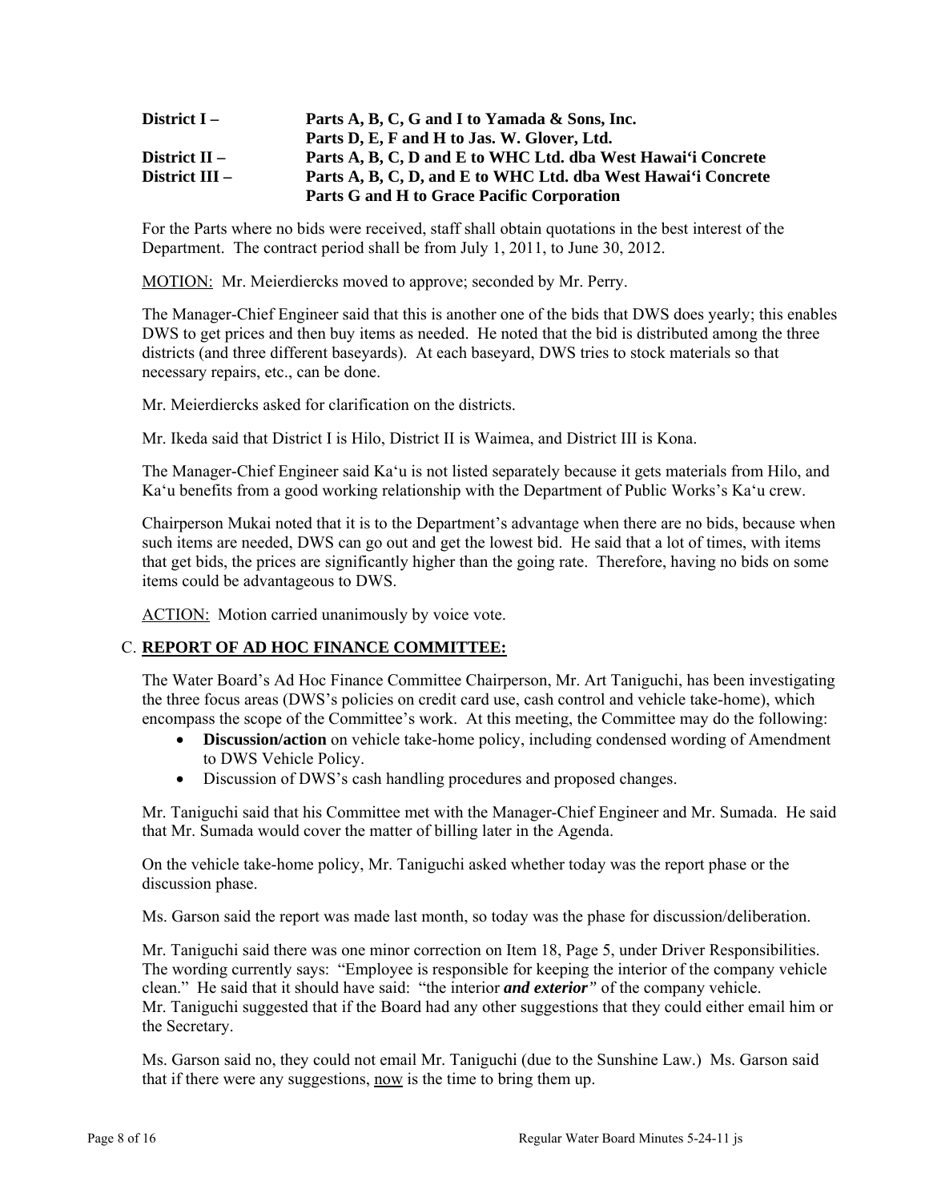**District I –** **Parts A, B, C, G and I to Yamada & Sons, Inc.**
**Parts D, E, F and H to Jas. W. Glover, Ltd.**
**District II –** **Parts A, B, C, D and E to WHC Ltd. dba West Hawai'i Concrete**
**District III –** **Parts A, B, C, D, and E to WHC Ltd. dba West Hawai'i Concrete**
**Parts G and H to Grace Pacific Corporation**

For the Parts where no bids were received, staff shall obtain quotations in the best interest of the Department. The contract period shall be from July 1, 2011, to June 30, 2012.

<u>MOTION:</u> Mr. Meierdiercks moved to approve; seconded by Mr. Perry.

The Manager-Chief Engineer said that this is another one of the bids that DWS does yearly; this enables DWS to get prices and then buy items as needed. He noted that the bid is distributed among the three districts (and three different baseyards). At each baseyard, DWS tries to stock materials so that necessary repairs, etc., can be done.

Mr. Meierdiercks asked for clarification on the districts.

Mr. Ikeda said that District I is Hilo, District II is Waimea, and District III is Kona.

The Manager-Chief Engineer said Ka'u is not listed separately because it gets materials from Hilo, and Ka'u benefits from a good working relationship with the Department of Public Works's Ka'u crew.

Chairperson Mukai noted that it is to the Department's advantage when there are no bids, because when such items are needed, DWS can go out and get the lowest bid. He said that a lot of times, with items that get bids, the prices are significantly higher than the going rate. Therefore, having no bids on some items could be advantageous to DWS.

<u>ACTION:</u> Motion carried unanimously by voice vote.

## C. <u>REPORT OF AD HOC FINANCE COMMITTEE:</u>

The Water Board's Ad Hoc Finance Committee Chairperson, Mr. Art Taniguchi, has been investigating the three focus areas (DWS's policies on credit card use, cash control and vehicle take-home), which encompass the scope of the Committee's work. At this meeting, the Committee may do the following:

- **Discussion/action** on vehicle take-home policy, including condensed wording of Amendment to DWS Vehicle Policy.
- Discussion of DWS's cash handling procedures and proposed changes.

Mr. Taniguchi said that his Committee met with the Manager-Chief Engineer and Mr. Sumada. He said that Mr. Sumada would cover the matter of billing later in the Agenda.

On the vehicle take-home policy, Mr. Taniguchi asked whether today was the report phase or the discussion phase.

Ms. Garson said the report was made last month, so today was the phase for discussion/deliberation.

Mr. Taniguchi said there was one minor correction on Item 18, Page 5, under Driver Responsibilities. The wording currently says: "Employee is responsible for keeping the interior of the company vehicle clean." He said that it should have said: "the interior ***and exterior"*** of the company vehicle. Mr. Taniguchi suggested that if the Board had any other suggestions that they could either email him or the Secretary.

Ms. Garson said no, they could not email Mr. Taniguchi (due to the Sunshine Law.) Ms. Garson said that if there were any suggestions, <u>now</u> is the time to bring them up.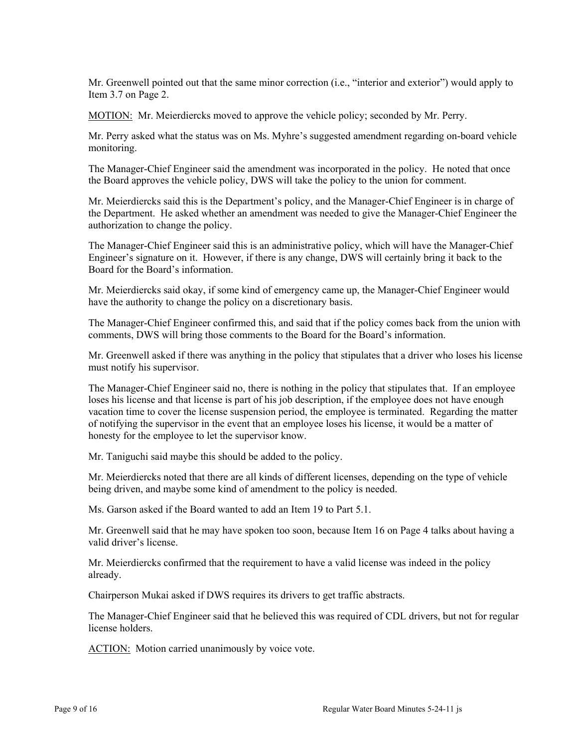Mr. Greenwell pointed out that the same minor correction (i.e., "interior and exterior") would apply to Item 3.7 on Page 2.

<u>MOTION:</u> Mr. Meierdiercks moved to approve the vehicle policy; seconded by Mr. Perry.

Mr. Perry asked what the status was on Ms. Myhre's suggested amendment regarding on-board vehicle monitoring.

The Manager-Chief Engineer said the amendment was incorporated in the policy. He noted that once the Board approves the vehicle policy, DWS will take the policy to the union for comment.

Mr. Meierdiercks said this is the Department's policy, and the Manager-Chief Engineer is in charge of the Department. He asked whether an amendment was needed to give the Manager-Chief Engineer the authorization to change the policy.

The Manager-Chief Engineer said this is an administrative policy, which will have the Manager-Chief Engineer's signature on it. However, if there is any change, DWS will certainly bring it back to the Board for the Board's information.

Mr. Meierdiercks said okay, if some kind of emergency came up, the Manager-Chief Engineer would have the authority to change the policy on a discretionary basis.

The Manager-Chief Engineer confirmed this, and said that if the policy comes back from the union with comments, DWS will bring those comments to the Board for the Board's information.

Mr. Greenwell asked if there was anything in the policy that stipulates that a driver who loses his license must notify his supervisor.

The Manager-Chief Engineer said no, there is nothing in the policy that stipulates that. If an employee loses his license and that license is part of his job description, if the employee does not have enough vacation time to cover the license suspension period, the employee is terminated. Regarding the matter of notifying the supervisor in the event that an employee loses his license, it would be a matter of honesty for the employee to let the supervisor know.

Mr. Taniguchi said maybe this should be added to the policy.

Mr. Meierdiercks noted that there are all kinds of different licenses, depending on the type of vehicle being driven, and maybe some kind of amendment to the policy is needed.

Ms. Garson asked if the Board wanted to add an Item 19 to Part 5.1.

Mr. Greenwell said that he may have spoken too soon, because Item 16 on Page 4 talks about having a valid driver's license.

Mr. Meierdiercks confirmed that the requirement to have a valid license was indeed in the policy already.

Chairperson Mukai asked if DWS requires its drivers to get traffic abstracts.

The Manager-Chief Engineer said that he believed this was required of CDL drivers, but not for regular license holders.

<u>ACTION:</u> Motion carried unanimously by voice vote.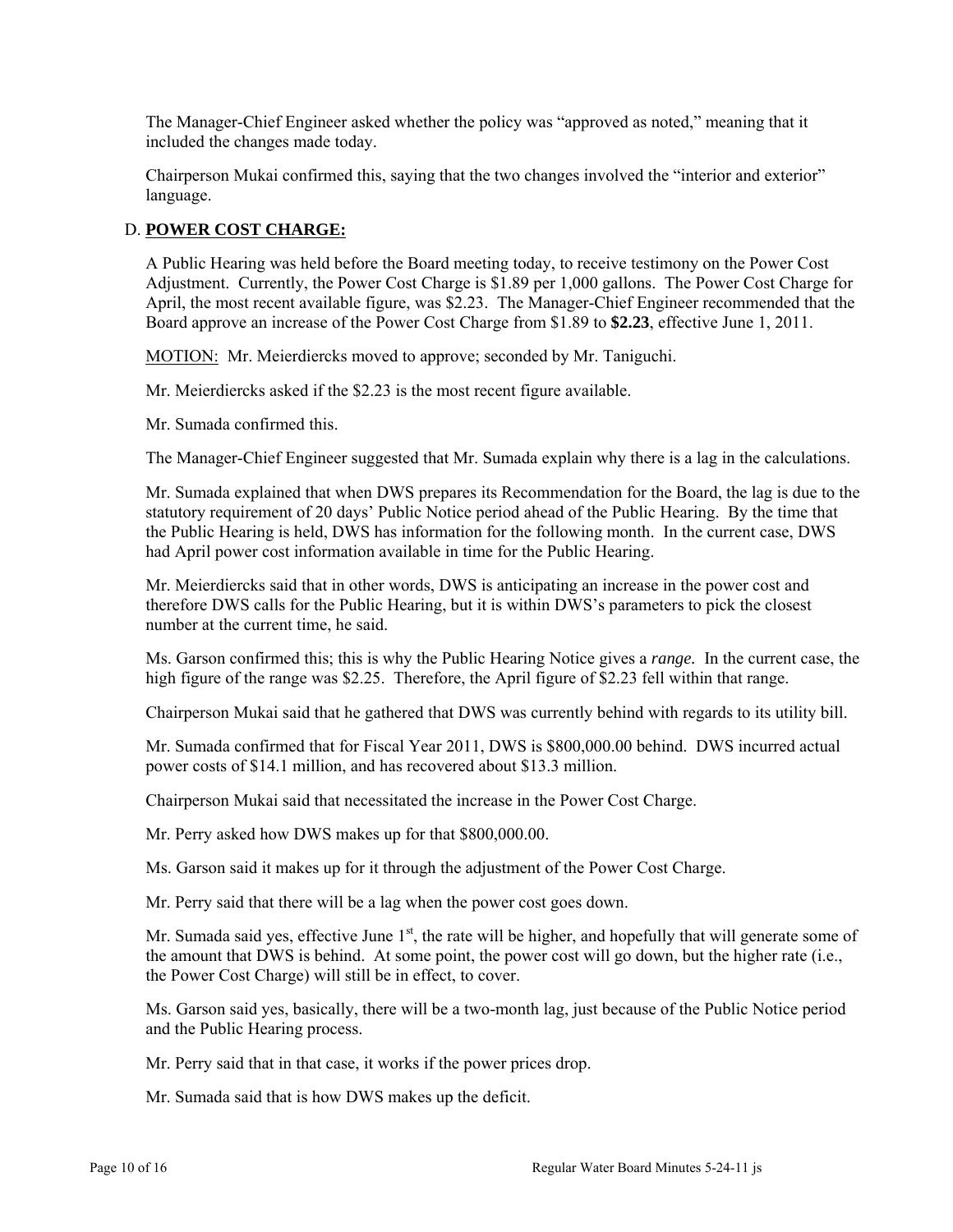The Manager-Chief Engineer asked whether the policy was "approved as noted," meaning that it included the changes made today.

Chairperson Mukai confirmed this, saying that the two changes involved the "interior and exterior" language.

D. **POWER COST CHARGE:**

A Public Hearing was held before the Board meeting today, to receive testimony on the Power Cost Adjustment. Currently, the Power Cost Charge is $1.89 per 1,000 gallons. The Power Cost Charge for April, the most recent available figure, was $2.23. The Manager-Chief Engineer recommended that the Board approve an increase of the Power Cost Charge from $1.89 to **$2.23**, effective June 1, 2011.

MOTION: Mr. Meierdiercks moved to approve; seconded by Mr. Taniguchi.

Mr. Meierdiercks asked if the $2.23 is the most recent figure available.

Mr. Sumada confirmed this.

The Manager-Chief Engineer suggested that Mr. Sumada explain why there is a lag in the calculations.

Mr. Sumada explained that when DWS prepares its Recommendation for the Board, the lag is due to the statutory requirement of 20 days' Public Notice period ahead of the Public Hearing. By the time that the Public Hearing is held, DWS has information for the following month. In the current case, DWS had April power cost information available in time for the Public Hearing.

Mr. Meierdiercks said that in other words, DWS is anticipating an increase in the power cost and therefore DWS calls for the Public Hearing, but it is within DWS's parameters to pick the closest number at the current time, he said.

Ms. Garson confirmed this; this is why the Public Hearing Notice gives a *range.* In the current case, the high figure of the range was $2.25. Therefore, the April figure of $2.23 fell within that range.

Chairperson Mukai said that he gathered that DWS was currently behind with regards to its utility bill.

Mr. Sumada confirmed that for Fiscal Year 2011, DWS is $800,000.00 behind. DWS incurred actual power costs of $14.1 million, and has recovered about $13.3 million.

Chairperson Mukai said that necessitated the increase in the Power Cost Charge.

Mr. Perry asked how DWS makes up for that $800,000.00.

Ms. Garson said it makes up for it through the adjustment of the Power Cost Charge.

Mr. Perry said that there will be a lag when the power cost goes down.

Mr. Sumada said yes, effective June 1st, the rate will be higher, and hopefully that will generate some of the amount that DWS is behind. At some point, the power cost will go down, but the higher rate (i.e., the Power Cost Charge) will still be in effect, to cover.

Ms. Garson said yes, basically, there will be a two-month lag, just because of the Public Notice period and the Public Hearing process.

Mr. Perry said that in that case, it works if the power prices drop.

Mr. Sumada said that is how DWS makes up the deficit.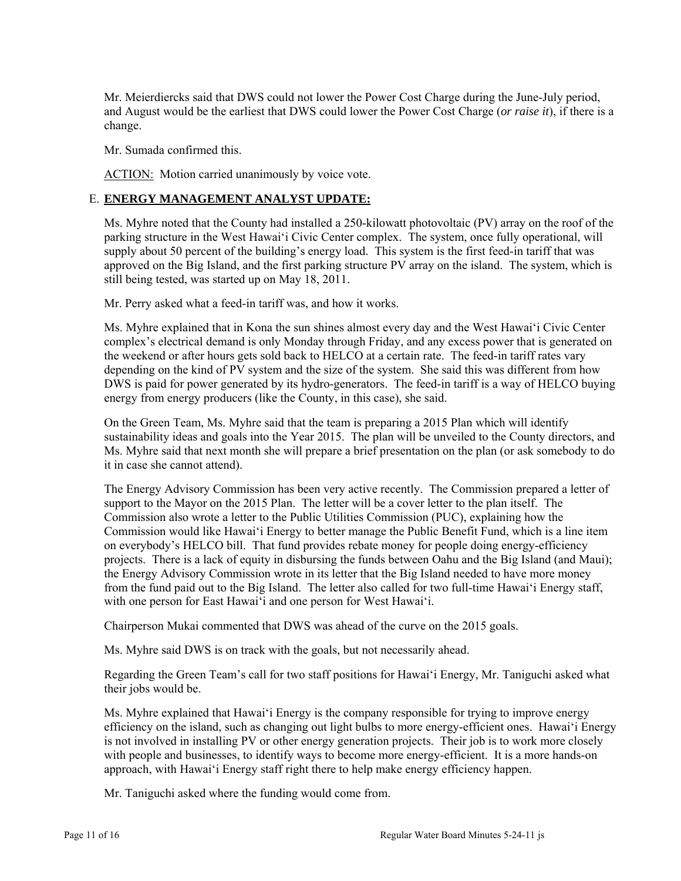Mr. Meierdiercks said that DWS could not lower the Power Cost Charge during the June-July period, and August would be the earliest that DWS could lower the Power Cost Charge (*or raise it*), if there is a change.

Mr. Sumada confirmed this.

ACTION: Motion carried unanimously by voice vote.

E. **ENERGY MANAGEMENT ANALYST UPDATE:**

Ms. Myhre noted that the County had installed a 250-kilowatt photovoltaic (PV) array on the roof of the parking structure in the West Hawai'i Civic Center complex. The system, once fully operational, will supply about 50 percent of the building's energy load. This system is the first feed-in tariff that was approved on the Big Island, and the first parking structure PV array on the island. The system, which is still being tested, was started up on May 18, 2011.

Mr. Perry asked what a feed-in tariff was, and how it works.

Ms. Myhre explained that in Kona the sun shines almost every day and the West Hawai'i Civic Center complex's electrical demand is only Monday through Friday, and any excess power that is generated on the weekend or after hours gets sold back to HELCO at a certain rate. The feed-in tariff rates vary depending on the kind of PV system and the size of the system. She said this was different from how DWS is paid for power generated by its hydro-generators. The feed-in tariff is a way of HELCO buying energy from energy producers (like the County, in this case), she said.

On the Green Team, Ms. Myhre said that the team is preparing a 2015 Plan which will identify sustainability ideas and goals into the Year 2015. The plan will be unveiled to the County directors, and Ms. Myhre said that next month she will prepare a brief presentation on the plan (or ask somebody to do it in case she cannot attend).

The Energy Advisory Commission has been very active recently. The Commission prepared a letter of support to the Mayor on the 2015 Plan. The letter will be a cover letter to the plan itself. The Commission also wrote a letter to the Public Utilities Commission (PUC), explaining how the Commission would like Hawai'i Energy to better manage the Public Benefit Fund, which is a line item on everybody's HELCO bill. That fund provides rebate money for people doing energy-efficiency projects. There is a lack of equity in disbursing the funds between Oahu and the Big Island (and Maui); the Energy Advisory Commission wrote in its letter that the Big Island needed to have more money from the fund paid out to the Big Island. The letter also called for two full-time Hawai'i Energy staff, with one person for East Hawai'i and one person for West Hawai'i.

Chairperson Mukai commented that DWS was ahead of the curve on the 2015 goals.

Ms. Myhre said DWS is on track with the goals, but not necessarily ahead.

Regarding the Green Team's call for two staff positions for Hawai'i Energy, Mr. Taniguchi asked what their jobs would be.

Ms. Myhre explained that Hawai'i Energy is the company responsible for trying to improve energy efficiency on the island, such as changing out light bulbs to more energy-efficient ones. Hawai'i Energy is not involved in installing PV or other energy generation projects. Their job is to work more closely with people and businesses, to identify ways to become more energy-efficient. It is a more hands-on approach, with Hawai'i Energy staff right there to help make energy efficiency happen.

Mr. Taniguchi asked where the funding would come from.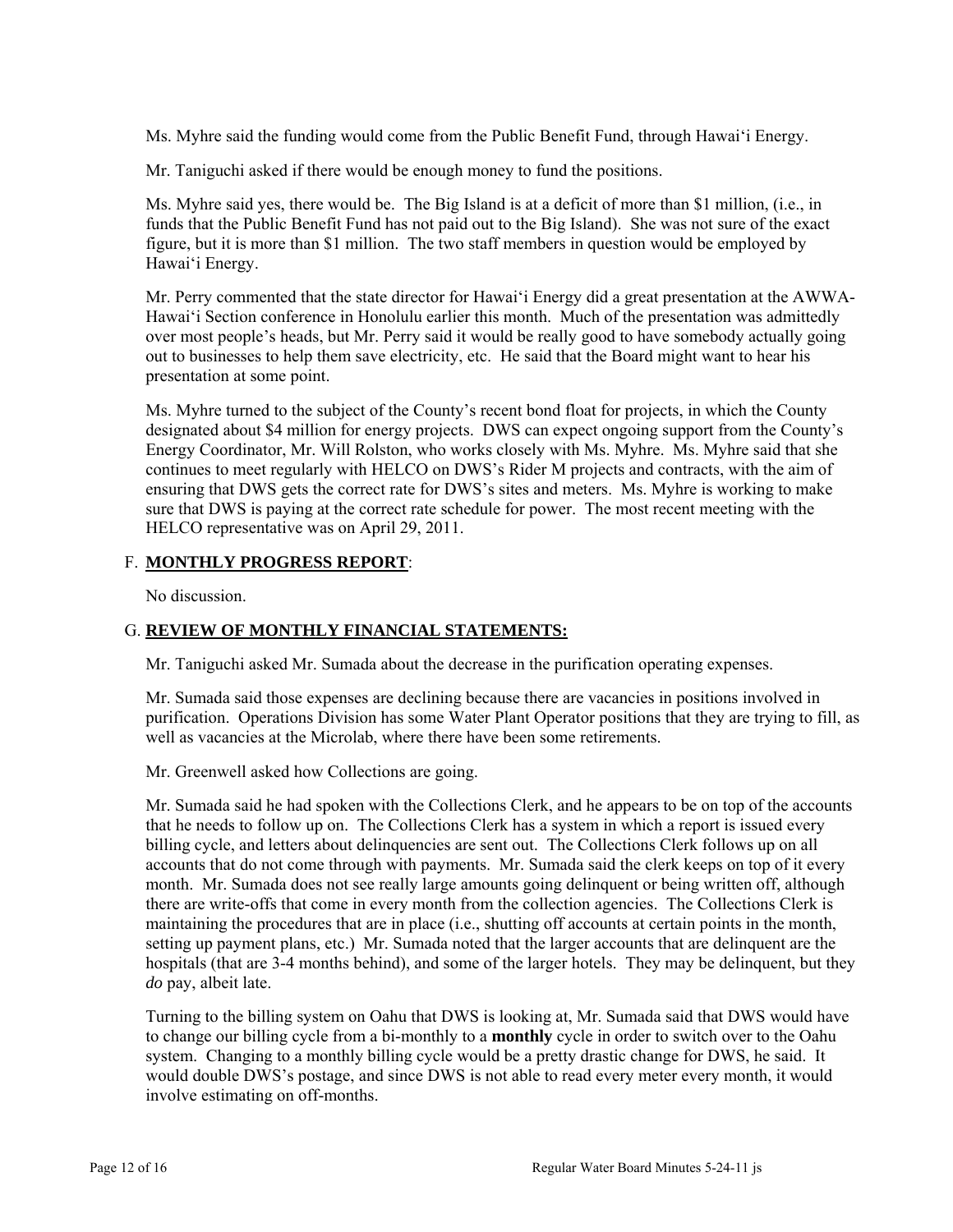Ms. Myhre said the funding would come from the Public Benefit Fund, through Hawaiʻi Energy.

Mr. Taniguchi asked if there would be enough money to fund the positions.

Ms. Myhre said yes, there would be. The Big Island is at a deficit of more than $1 million, (i.e., in funds that the Public Benefit Fund has not paid out to the Big Island). She was not sure of the exact figure, but it is more than $1 million. The two staff members in question would be employed by Hawaiʻi Energy.

Mr. Perry commented that the state director for Hawaiʻi Energy did a great presentation at the AWWA-Hawaiʻi Section conference in Honolulu earlier this month. Much of the presentation was admittedly over most people's heads, but Mr. Perry said it would be really good to have somebody actually going out to businesses to help them save electricity, etc. He said that the Board might want to hear his presentation at some point.

Ms. Myhre turned to the subject of the County's recent bond float for projects, in which the County designated about $4 million for energy projects. DWS can expect ongoing support from the County's Energy Coordinator, Mr. Will Rolston, who works closely with Ms. Myhre. Ms. Myhre said that she continues to meet regularly with HELCO on DWS's Rider M projects and contracts, with the aim of ensuring that DWS gets the correct rate for DWS's sites and meters. Ms. Myhre is working to make sure that DWS is paying at the correct rate schedule for power. The most recent meeting with the HELCO representative was on April 29, 2011.

F. **MONTHLY PROGRESS REPORT**:

No discussion.

G. **REVIEW OF MONTHLY FINANCIAL STATEMENTS:**

Mr. Taniguchi asked Mr. Sumada about the decrease in the purification operating expenses.

Mr. Sumada said those expenses are declining because there are vacancies in positions involved in purification. Operations Division has some Water Plant Operator positions that they are trying to fill, as well as vacancies at the Microlab, where there have been some retirements.

Mr. Greenwell asked how Collections are going.

Mr. Sumada said he had spoken with the Collections Clerk, and he appears to be on top of the accounts that he needs to follow up on. The Collections Clerk has a system in which a report is issued every billing cycle, and letters about delinquencies are sent out. The Collections Clerk follows up on all accounts that do not come through with payments. Mr. Sumada said the clerk keeps on top of it every month. Mr. Sumada does not see really large amounts going delinquent or being written off, although there are write-offs that come in every month from the collection agencies. The Collections Clerk is maintaining the procedures that are in place (i.e., shutting off accounts at certain points in the month, setting up payment plans, etc.) Mr. Sumada noted that the larger accounts that are delinquent are the hospitals (that are 3-4 months behind), and some of the larger hotels. They may be delinquent, but they *do* pay, albeit late.

Turning to the billing system on Oahu that DWS is looking at, Mr. Sumada said that DWS would have to change our billing cycle from a bi-monthly to a **monthly** cycle in order to switch over to the Oahu system. Changing to a monthly billing cycle would be a pretty drastic change for DWS, he said. It would double DWS's postage, and since DWS is not able to read every meter every month, it would involve estimating on off-months.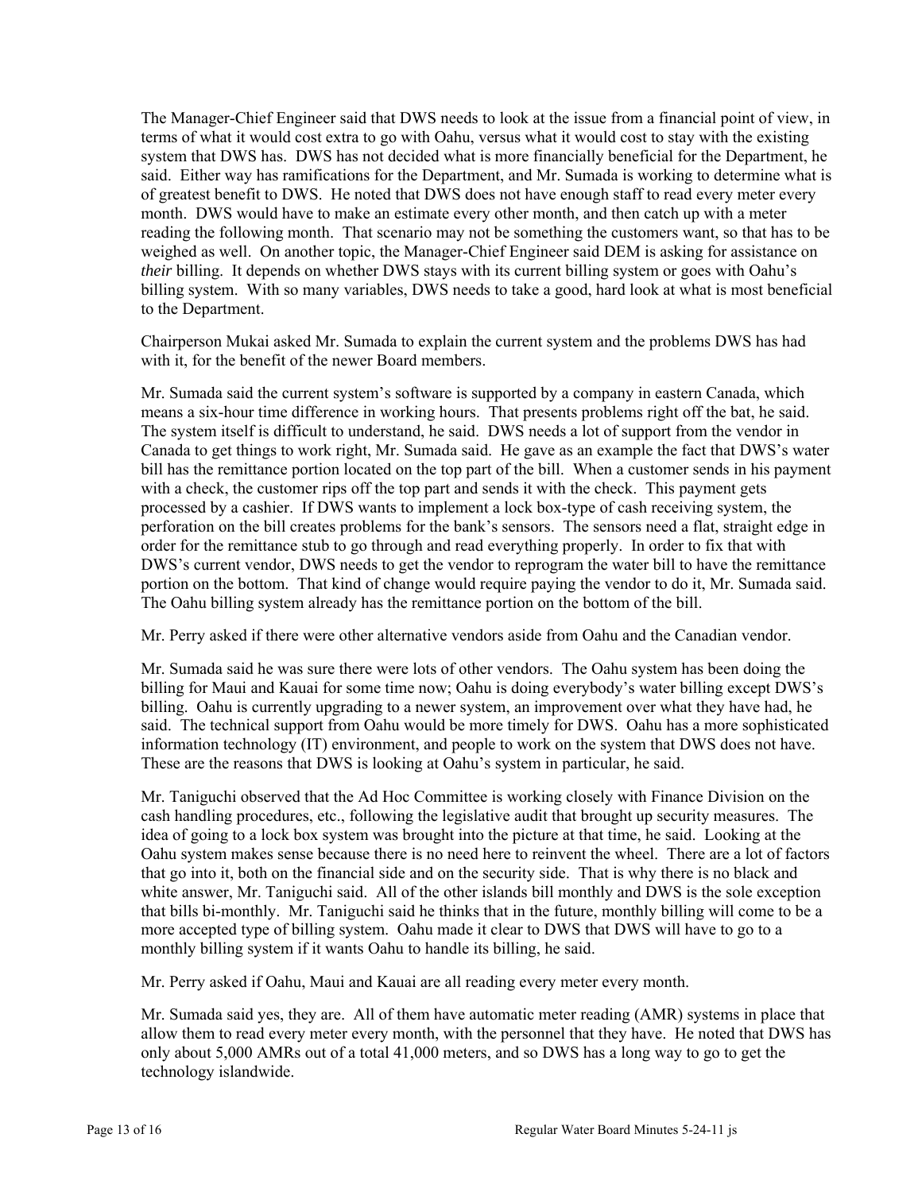The Manager-Chief Engineer said that DWS needs to look at the issue from a financial point of view, in terms of what it would cost extra to go with Oahu, versus what it would cost to stay with the existing system that DWS has. DWS has not decided what is more financially beneficial for the Department, he said. Either way has ramifications for the Department, and Mr. Sumada is working to determine what is of greatest benefit to DWS. He noted that DWS does not have enough staff to read every meter every month. DWS would have to make an estimate every other month, and then catch up with a meter reading the following month. That scenario may not be something the customers want, so that has to be weighed as well. On another topic, the Manager-Chief Engineer said DEM is asking for assistance on *their* billing. It depends on whether DWS stays with its current billing system or goes with Oahu's billing system. With so many variables, DWS needs to take a good, hard look at what is most beneficial to the Department.

Chairperson Mukai asked Mr. Sumada to explain the current system and the problems DWS has had with it, for the benefit of the newer Board members.

Mr. Sumada said the current system's software is supported by a company in eastern Canada, which means a six-hour time difference in working hours. That presents problems right off the bat, he said. The system itself is difficult to understand, he said. DWS needs a lot of support from the vendor in Canada to get things to work right, Mr. Sumada said. He gave as an example the fact that DWS's water bill has the remittance portion located on the top part of the bill. When a customer sends in his payment with a check, the customer rips off the top part and sends it with the check. This payment gets processed by a cashier. If DWS wants to implement a lock box-type of cash receiving system, the perforation on the bill creates problems for the bank's sensors. The sensors need a flat, straight edge in order for the remittance stub to go through and read everything properly. In order to fix that with DWS's current vendor, DWS needs to get the vendor to reprogram the water bill to have the remittance portion on the bottom. That kind of change would require paying the vendor to do it, Mr. Sumada said. The Oahu billing system already has the remittance portion on the bottom of the bill.

Mr. Perry asked if there were other alternative vendors aside from Oahu and the Canadian vendor.

Mr. Sumada said he was sure there were lots of other vendors. The Oahu system has been doing the billing for Maui and Kauai for some time now; Oahu is doing everybody's water billing except DWS's billing. Oahu is currently upgrading to a newer system, an improvement over what they have had, he said. The technical support from Oahu would be more timely for DWS. Oahu has a more sophisticated information technology (IT) environment, and people to work on the system that DWS does not have. These are the reasons that DWS is looking at Oahu's system in particular, he said.

Mr. Taniguchi observed that the Ad Hoc Committee is working closely with Finance Division on the cash handling procedures, etc., following the legislative audit that brought up security measures. The idea of going to a lock box system was brought into the picture at that time, he said. Looking at the Oahu system makes sense because there is no need here to reinvent the wheel. There are a lot of factors that go into it, both on the financial side and on the security side. That is why there is no black and white answer, Mr. Taniguchi said. All of the other islands bill monthly and DWS is the sole exception that bills bi-monthly. Mr. Taniguchi said he thinks that in the future, monthly billing will come to be a more accepted type of billing system. Oahu made it clear to DWS that DWS will have to go to a monthly billing system if it wants Oahu to handle its billing, he said.

Mr. Perry asked if Oahu, Maui and Kauai are all reading every meter every month.

Mr. Sumada said yes, they are. All of them have automatic meter reading (AMR) systems in place that allow them to read every meter every month, with the personnel that they have. He noted that DWS has only about 5,000 AMRs out of a total 41,000 meters, and so DWS has a long way to go to get the technology islandwide.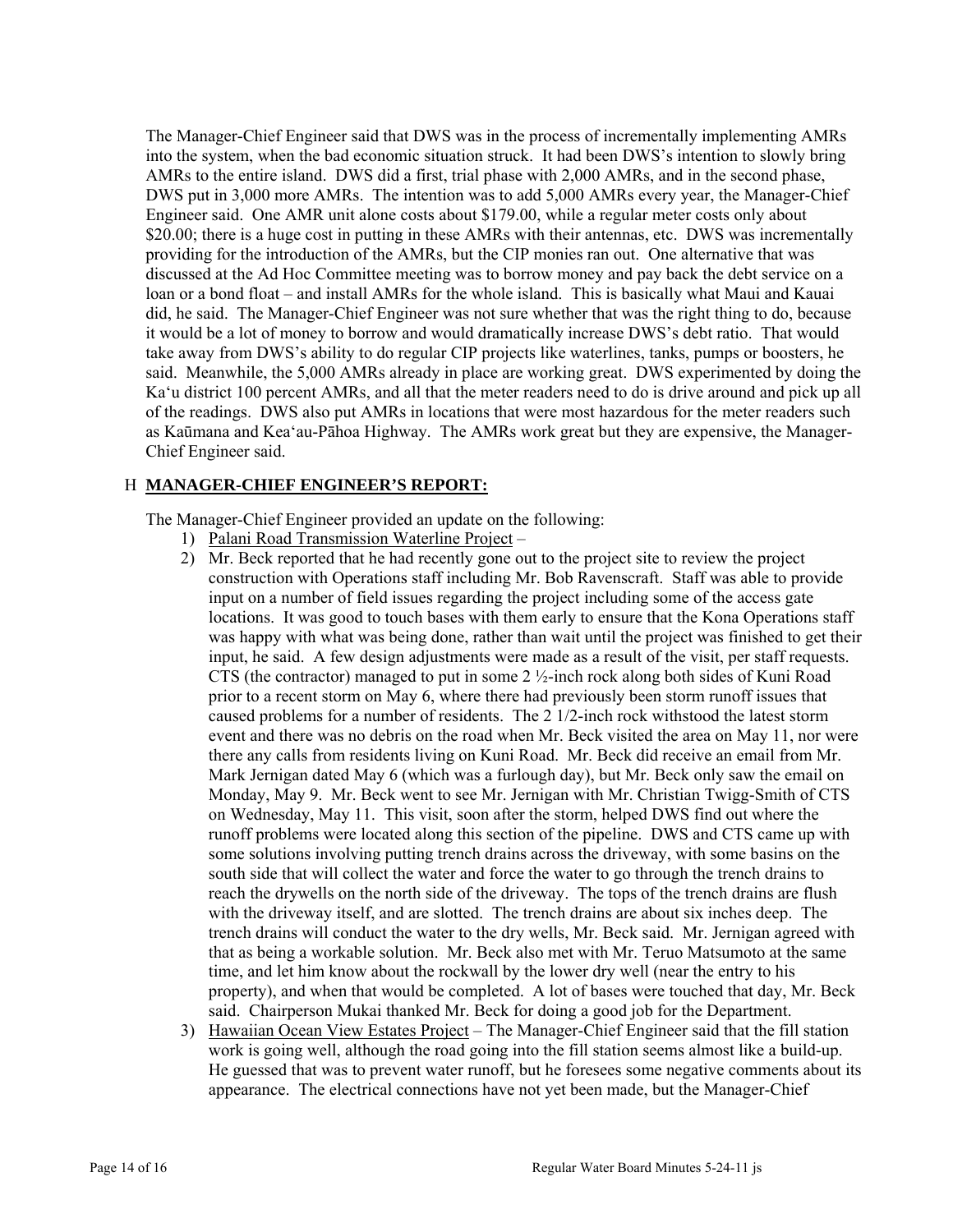The Manager-Chief Engineer said that DWS was in the process of incrementally implementing AMRs into the system, when the bad economic situation struck. It had been DWS's intention to slowly bring AMRs to the entire island. DWS did a first, trial phase with 2,000 AMRs, and in the second phase, DWS put in 3,000 more AMRs. The intention was to add 5,000 AMRs every year, the Manager-Chief Engineer said. One AMR unit alone costs about $179.00, while a regular meter costs only about $20.00; there is a huge cost in putting in these AMRs with their antennas, etc. DWS was incrementally providing for the introduction of the AMRs, but the CIP monies ran out. One alternative that was discussed at the Ad Hoc Committee meeting was to borrow money and pay back the debt service on a loan or a bond float – and install AMRs for the whole island. This is basically what Maui and Kauai did, he said. The Manager-Chief Engineer was not sure whether that was the right thing to do, because it would be a lot of money to borrow and would dramatically increase DWS's debt ratio. That would take away from DWS's ability to do regular CIP projects like waterlines, tanks, pumps or boosters, he said. Meanwhile, the 5,000 AMRs already in place are working great. DWS experimented by doing the Ka'u district 100 percent AMRs, and all that the meter readers need to do is drive around and pick up all of the readings. DWS also put AMRs in locations that were most hazardous for the meter readers such as Kaūmana and Kea'au-Pāhoa Highway. The AMRs work great but they are expensive, the Manager-Chief Engineer said.

## H **MANAGER-CHIEF ENGINEER'S REPORT:**

The Manager-Chief Engineer provided an update on the following:

1) Palani Road Transmission Waterline Project –
2) Mr. Beck reported that he had recently gone out to the project site to review the project construction with Operations staff including Mr. Bob Ravenscraft. Staff was able to provide input on a number of field issues regarding the project including some of the access gate locations. It was good to touch bases with them early to ensure that the Kona Operations staff was happy with what was being done, rather than wait until the project was finished to get their input, he said. A few design adjustments were made as a result of the visit, per staff requests. CTS (the contractor) managed to put in some 2 ½-inch rock along both sides of Kuni Road prior to a recent storm on May 6, where there had previously been storm runoff issues that caused problems for a number of residents. The 2 1/2-inch rock withstood the latest storm event and there was no debris on the road when Mr. Beck visited the area on May 11, nor were there any calls from residents living on Kuni Road. Mr. Beck did receive an email from Mr. Mark Jernigan dated May 6 (which was a furlough day), but Mr. Beck only saw the email on Monday, May 9. Mr. Beck went to see Mr. Jernigan with Mr. Christian Twigg-Smith of CTS on Wednesday, May 11. This visit, soon after the storm, helped DWS find out where the runoff problems were located along this section of the pipeline. DWS and CTS came up with some solutions involving putting trench drains across the driveway, with some basins on the south side that will collect the water and force the water to go through the trench drains to reach the drywells on the north side of the driveway. The tops of the trench drains are flush with the driveway itself, and are slotted. The trench drains are about six inches deep. The trench drains will conduct the water to the dry wells, Mr. Beck said. Mr. Jernigan agreed with that as being a workable solution. Mr. Beck also met with Mr. Teruo Matsumoto at the same time, and let him know about the rockwall by the lower dry well (near the entry to his property), and when that would be completed. A lot of bases were touched that day, Mr. Beck said. Chairperson Mukai thanked Mr. Beck for doing a good job for the Department.
3) Hawaiian Ocean View Estates Project – The Manager-Chief Engineer said that the fill station work is going well, although the road going into the fill station seems almost like a build-up. He guessed that was to prevent water runoff, but he foresees some negative comments about its appearance. The electrical connections have not yet been made, but the Manager-Chief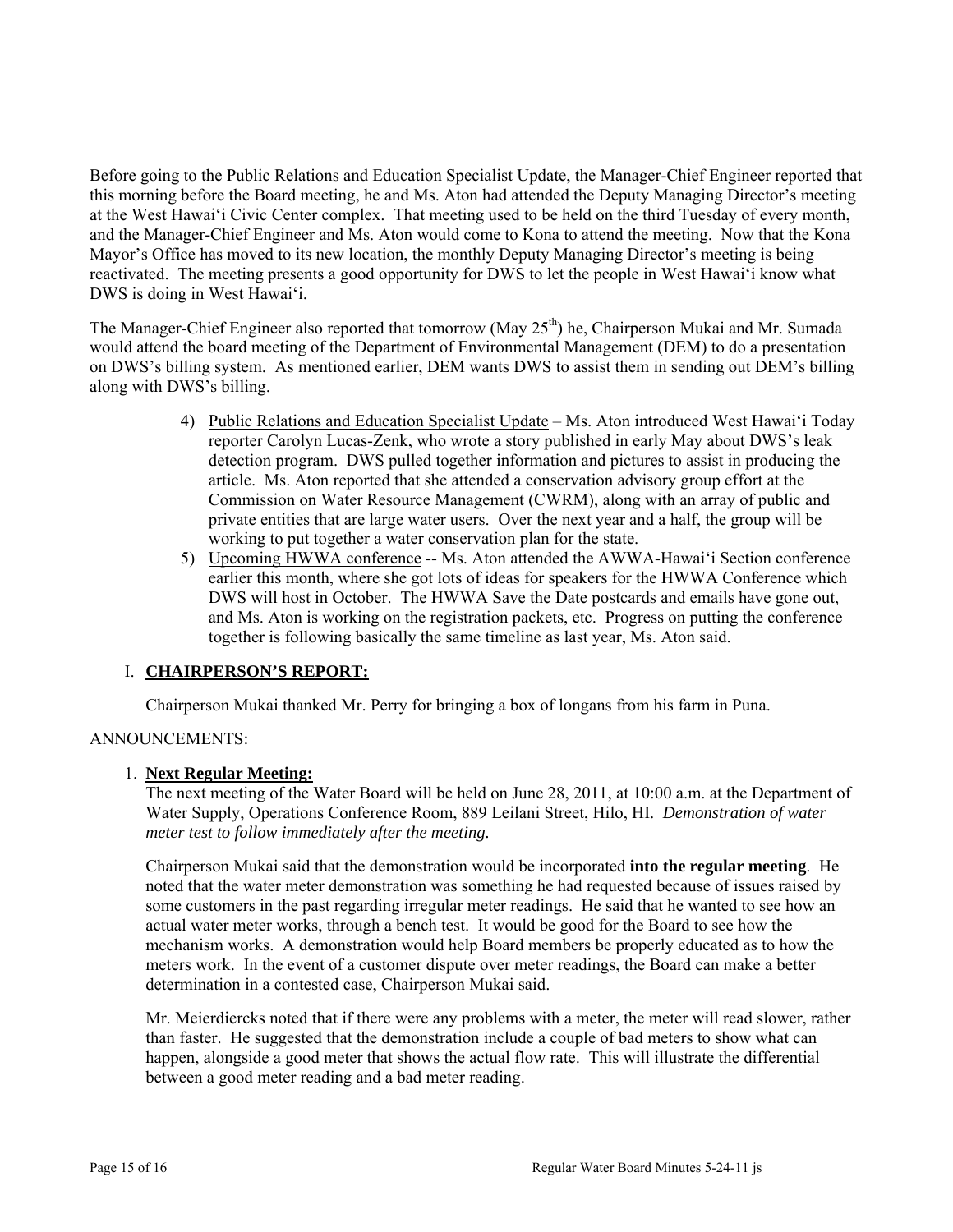Before going to the Public Relations and Education Specialist Update, the Manager-Chief Engineer reported that this morning before the Board meeting, he and Ms. Aton had attended the Deputy Managing Director's meeting at the West Hawai'i Civic Center complex. That meeting used to be held on the third Tuesday of every month, and the Manager-Chief Engineer and Ms. Aton would come to Kona to attend the meeting. Now that the Kona Mayor's Office has moved to its new location, the monthly Deputy Managing Director's meeting is being reactivated. The meeting presents a good opportunity for DWS to let the people in West Hawai'i know what DWS is doing in West Hawai'i.

The Manager-Chief Engineer also reported that tomorrow (May 25th) he, Chairperson Mukai and Mr. Sumada would attend the board meeting of the Department of Environmental Management (DEM) to do a presentation on DWS's billing system. As mentioned earlier, DEM wants DWS to assist them in sending out DEM's billing along with DWS's billing.

4) Public Relations and Education Specialist Update – Ms. Aton introduced West Hawai'i Today reporter Carolyn Lucas-Zenk, who wrote a story published in early May about DWS's leak detection program. DWS pulled together information and pictures to assist in producing the article. Ms. Aton reported that she attended a conservation advisory group effort at the Commission on Water Resource Management (CWRM), along with an array of public and private entities that are large water users. Over the next year and a half, the group will be working to put together a water conservation plan for the state.
5) Upcoming HWWA conference -- Ms. Aton attended the AWWA-Hawai'i Section conference earlier this month, where she got lots of ideas for speakers for the HWWA Conference which DWS will host in October. The HWWA Save the Date postcards and emails have gone out, and Ms. Aton is working on the registration packets, etc. Progress on putting the conference together is following basically the same timeline as last year, Ms. Aton said.

## I. CHAIRPERSON'S REPORT:

Chairperson Mukai thanked Mr. Perry for bringing a box of longans from his farm in Puna.

## ANNOUNCEMENTS:

1. **Next Regular Meeting:**

The next meeting of the Water Board will be held on June 28, 2011, at 10:00 a.m. at the Department of Water Supply, Operations Conference Room, 889 Leilani Street, Hilo, HI. *Demonstration of water meter test to follow immediately after the meeting.*

Chairperson Mukai said that the demonstration would be incorporated **into the regular meeting**. He noted that the water meter demonstration was something he had requested because of issues raised by some customers in the past regarding irregular meter readings. He said that he wanted to see how an actual water meter works, through a bench test. It would be good for the Board to see how the mechanism works. A demonstration would help Board members be properly educated as to how the meters work. In the event of a customer dispute over meter readings, the Board can make a better determination in a contested case, Chairperson Mukai said.

Mr. Meierdiercks noted that if there were any problems with a meter, the meter will read slower, rather than faster. He suggested that the demonstration include a couple of bad meters to show what can happen, alongside a good meter that shows the actual flow rate. This will illustrate the differential between a good meter reading and a bad meter reading.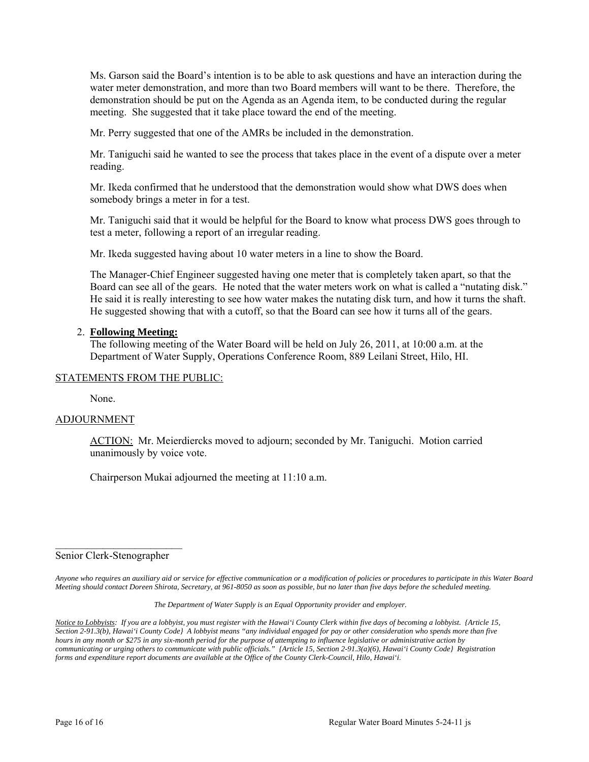Ms. Garson said the Board's intention is to be able to ask questions and have an interaction during the water meter demonstration, and more than two Board members will want to be there. Therefore, the demonstration should be put on the Agenda as an Agenda item, to be conducted during the regular meeting. She suggested that it take place toward the end of the meeting.

Mr. Perry suggested that one of the AMRs be included in the demonstration.

Mr. Taniguchi said he wanted to see the process that takes place in the event of a dispute over a meter reading.

Mr. Ikeda confirmed that he understood that the demonstration would show what DWS does when somebody brings a meter in for a test.

Mr. Taniguchi said that it would be helpful for the Board to know what process DWS goes through to test a meter, following a report of an irregular reading.

Mr. Ikeda suggested having about 10 water meters in a line to show the Board.

The Manager-Chief Engineer suggested having one meter that is completely taken apart, so that the Board can see all of the gears. He noted that the water meters work on what is called a "nutating disk." He said it is really interesting to see how water makes the nutating disk turn, and how it turns the shaft. He suggested showing that with a cutoff, so that the Board can see how it turns all of the gears.

2. **Following Meeting:**
   The following meeting of the Water Board will be held on July 26, 2011, at 10:00 a.m. at the Department of Water Supply, Operations Conference Room, 889 Leilani Street, Hilo, HI.

STATEMENTS FROM THE PUBLIC:

None.

ADJOURNMENT

ACTION: Mr. Meierdiercks moved to adjourn; seconded by Mr. Taniguchi. Motion carried unanimously by voice vote.

Chairperson Mukai adjourned the meeting at 11:10 a.m.

\_\_\_\_\_\_\_\_\_\_\_\_\_\_\_\_\_\_\_\_\_\_\_\_\_

Senior Clerk-Stenographer

*Anyone who requires an auxiliary aid or service for effective communication or a modification of policies or procedures to participate in this Water Board Meeting should contact Doreen Shirota, Secretary, at 961-8050 as soon as possible, but no later than five days before the scheduled meeting.*

*The Department of Water Supply is an Equal Opportunity provider and employer.*

*Notice to Lobbyists: If you are a lobbyist, you must register with the Hawai'i County Clerk within five days of becoming a lobbyist. {Article 15, Section 2-91.3(b), Hawai'i County Code} A lobbyist means "any individual engaged for pay or other consideration who spends more than five hours in any month or $275 in any six-month period for the purpose of attempting to influence legislative or administrative action by communicating or urging others to communicate with public officials." {Article 15, Section 2-91.3(a)(6), Hawai'i County Code} Registration forms and expenditure report documents are available at the Office of the County Clerk-Council, Hilo, Hawai'i.*

Regular Water Board Minutes 5-24-11 js